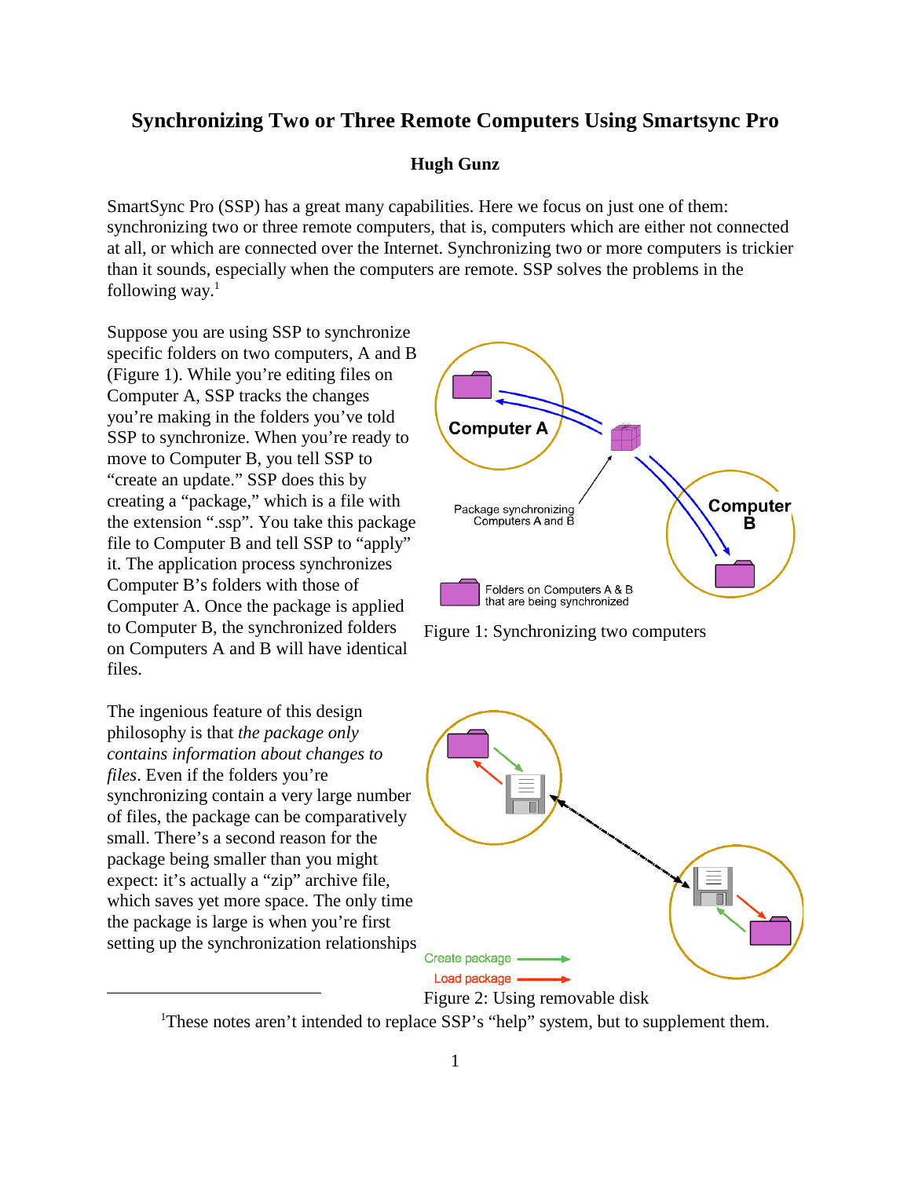# Synchronizing Two or Three Remote Computers Using Smartsync Pro

**Hugh Gunz**

SmartSync Pro (SSP) has a great many capabilities. Here we focus on just one of them: synchronizing two or three remote computers, that is, computers which are either not connected at all, or which are connected over the Internet. Synchronizing two or more computers is trickier than it sounds, especially when the computers are remote. SSP solves the problems in the following way.[1]

Suppose you are using SSP to synchronize specific folders on two computers, A and B (Figure 1). While you're editing files on Computer A, SSP tracks the changes you're making in the folders you've told SSP to synchronize. When you're ready to move to Computer B, you tell SSP to "create an update." SSP does this by creating a "package," which is a file with the extension ".ssp". You take this package file to Computer B and tell SSP to "apply" it. The application process synchronizes Computer B's folders with those of Computer A. Once the package is applied to Computer B, the synchronized folders on Computers A and B will have identical files.

Figure 1: Synchronizing two computers

The ingenious feature of this design philosophy is that *the package only contains information about changes to files*. Even if the folders you're synchronizing contain a very large number of files, the package can be comparatively small. There's a second reason for the package being smaller than you might expect: it's actually a "zip" archive file, which saves yet more space. The only time the package is large is when you're first setting up the synchronization relationships

Figure 2: Using removable disk

[1]These notes aren't intended to replace SSP's "help" system, but to supplement them.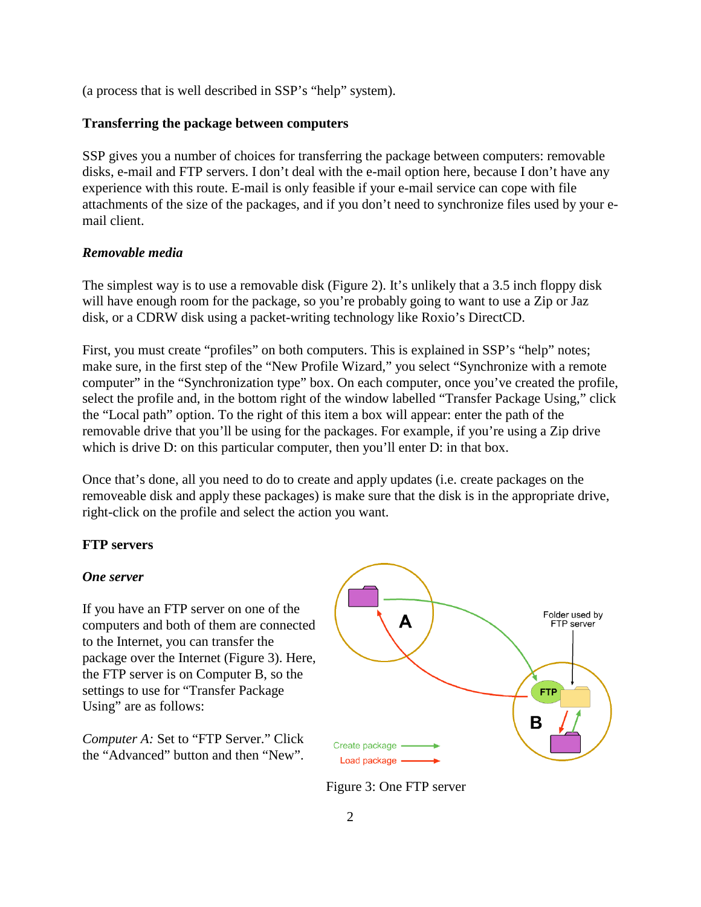(a process that is well described in SSP's "help" system).

**Transferring the package between computers**

SSP gives you a number of choices for transferring the package between computers: removable disks, e-mail and FTP servers. I don't deal with the e-mail option here, because I don't have any experience with this route. E-mail is only feasible if your e-mail service can cope with file attachments of the size of the packages, and if you don't need to synchronize files used by your e-mail client.

***Removable media***

The simplest way is to use a removable disk (Figure 2). It's unlikely that a 3.5 inch floppy disk will have enough room for the package, so you're probably going to want to use a Zip or Jaz disk, or a CDRW disk using a packet-writing technology like Roxio's DirectCD.

First, you must create "profiles" on both computers. This is explained in SSP's "help" notes; make sure, in the first step of the "New Profile Wizard," you select "Synchronize with a remote computer" in the "Synchronization type" box. On each computer, once you've created the profile, select the profile and, in the bottom right of the window labelled "Transfer Package Using," click the "Local path" option. To the right of this item a box will appear: enter the path of the removable drive that you'll be using for the packages. For example, if you're using a Zip drive which is drive D: on this particular computer, then you'll enter D: in that box.

Once that's done, all you need to do to create and apply updates (i.e. create packages on the removeable disk and apply these packages) is make sure that the disk is in the appropriate drive, right-click on the profile and select the action you want.

**FTP servers**

***One server***

If you have an FTP server on one of the computers and both of them are connected to the Internet, you can transfer the package over the Internet (Figure 3). Here, the FTP server is on Computer B, so the settings to use for "Transfer Package Using" are as follows:

*Computer A:* Set to "FTP Server." Click the "Advanced" button and then "New".

Figure 3: One FTP server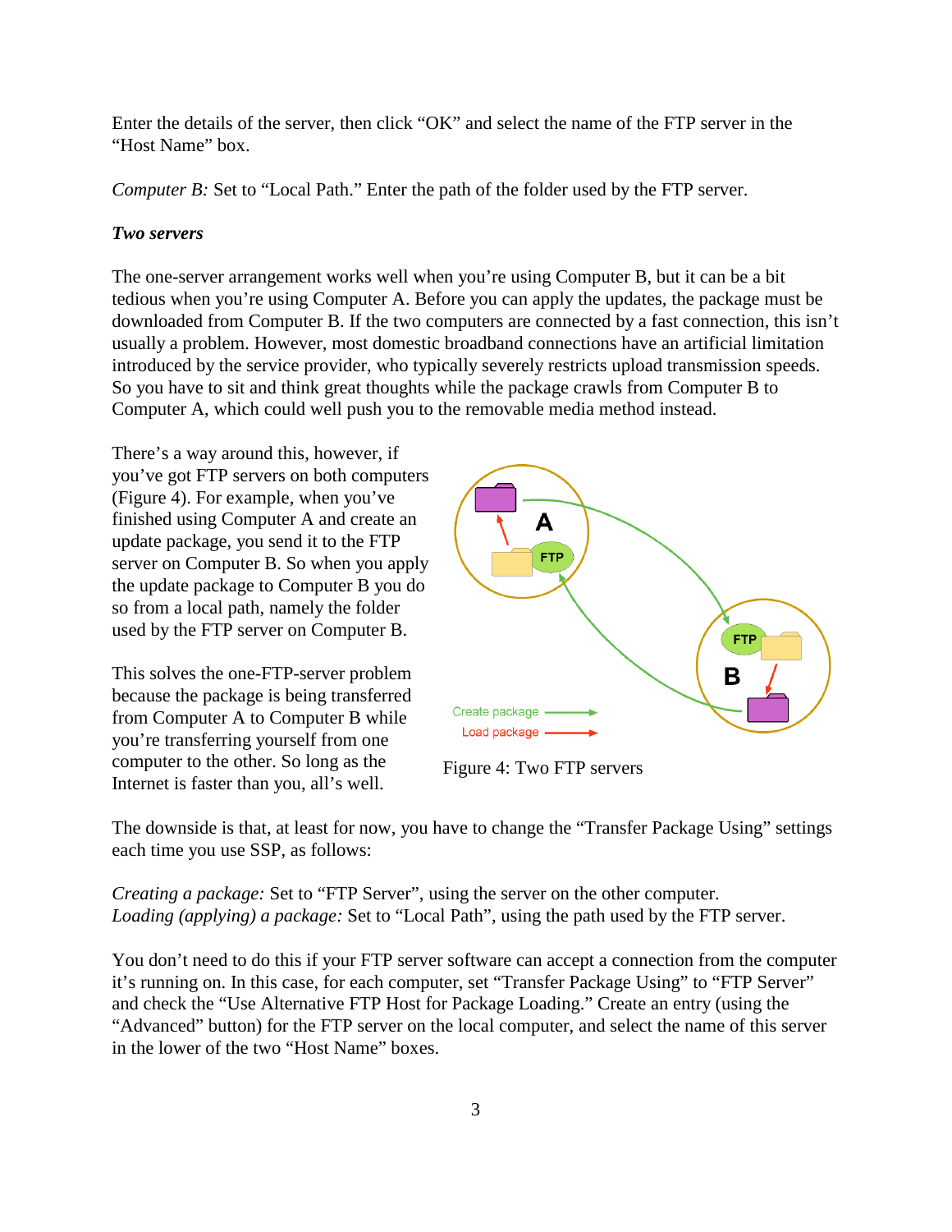Enter the details of the server, then click "OK" and select the name of the FTP server in the "Host Name" box.

*Computer B:* Set to "Local Path." Enter the path of the folder used by the FTP server.

***Two servers***

The one-server arrangement works well when you're using Computer B, but it can be a bit tedious when you're using Computer A. Before you can apply the updates, the package must be downloaded from Computer B. If the two computers are connected by a fast connection, this isn't usually a problem. However, most domestic broadband connections have an artificial limitation introduced by the service provider, who typically severely restricts upload transmission speeds. So you have to sit and think great thoughts while the package crawls from Computer B to Computer A, which could well push you to the removable media method instead.

There's a way around this, however, if you've got FTP servers on both computers (Figure 4). For example, when you've finished using Computer A and create an update package, you send it to the FTP server on Computer B. So when you apply the update package to Computer B you do so from a local path, namely the folder used by the FTP server on Computer B.

This solves the one-FTP-server problem because the package is being transferred from Computer A to Computer B while you're transferring yourself from one computer to the other. So long as the Internet is faster than you, all's well.

Figure 4: Two FTP servers

The downside is that, at least for now, you have to change the "Transfer Package Using" settings each time you use SSP, as follows:

*Creating a package:* Set to "FTP Server", using the server on the other computer.
*Loading (applying) a package:* Set to "Local Path", using the path used by the FTP server.

You don't need to do this if your FTP server software can accept a connection from the computer it's running on. In this case, for each computer, set "Transfer Package Using" to "FTP Server" and check the "Use Alternative FTP Host for Package Loading." Create an entry (using the "Advanced" button) for the FTP server on the local computer, and select the name of this server in the lower of the two "Host Name" boxes.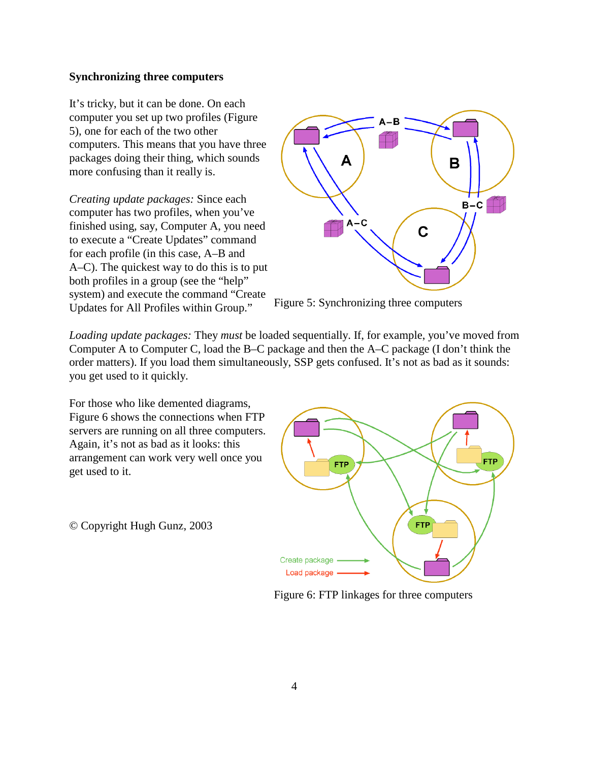**Synchronizing three computers**

It's tricky, but it can be done. On each computer you set up two profiles (Figure 5), one for each of the two other computers. This means that you have three packages doing their thing, which sounds more confusing than it really is.

*Creating update packages:* Since each computer has two profiles, when you've finished using, say, Computer A, you need to execute a "Create Updates" command for each profile (in this case, A–B and A–C). The quickest way to do this is to put both profiles in a group (see the "help" system) and execute the command "Create Updates for All Profiles within Group."

A–B

A

B

B–C

A–C

C

Figure 5: Synchronizing three computers

*Loading update packages:* They *must* be loaded sequentially. If, for example, you've moved from Computer A to Computer C, load the B–C package and then the A–C package (I don't think the order matters). If you load them simultaneously, SSP gets confused. It's not as bad as it sounds: you get used to it quickly.

For those who like demented diagrams, Figure 6 shows the connections when FTP servers are running on all three computers. Again, it's not as bad as it looks: this arrangement can work very well once you get used to it.

FTP

FTP

FTP

Create package

Load package

Figure 6: FTP linkages for three computers

© Copyright Hugh Gunz, 2003